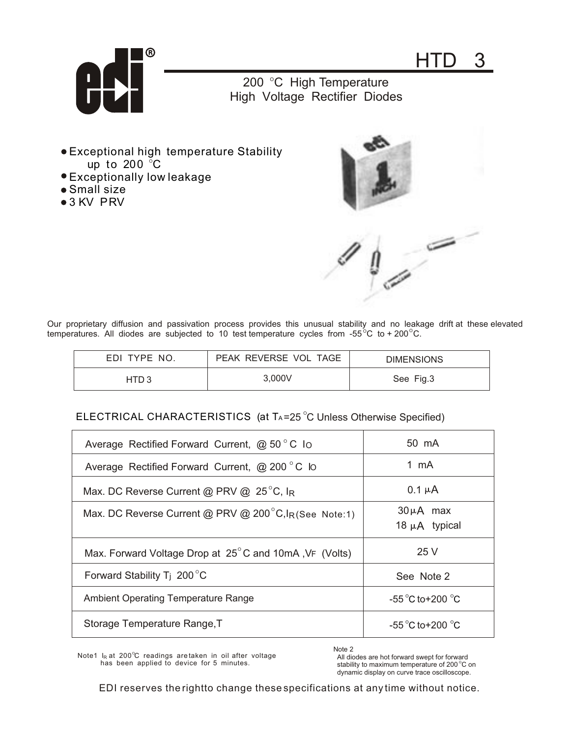# HTD 3

## 200 °C High Temperature High Voltage Rectifier Diodes

- Exceptional high temperature Stability up to 200 °C
- Exceptionally low leakage
- Small size
- 3 KV PRV

Our proprietary diffusion and passivation process provides this unusual stability and no leakage drift at these elevated temperatures. All diodes are subjected to 10 test temperature cycles from -55°C to + 200°C.

| EDI TYPE NO. | PEAK REVERSE VOL TAGE | DIMENSIONS |
|---|---|---|
| HTD 3 | 3,000V | See Fig.3 |

### ELECTRICAL CHARACTERISTICS (at $T_A$=25 °C Unless Otherwise Specified)

| Parameter | Value |
|---|---|
| Average Rectified Forward Current, @ 50 ° C $I_O$ | 50 mA |
| Average Rectified Forward Current, @ 200 ° C $I_O$ | 1 mA |
| Max. DC Reverse Current @ PRV @ 25°C, $I_R$ | 0.1 µA |
| Max. DC Reverse Current @ PRV @ 200°C, $I_R$ (See Note:1) | 30µA max<br>18 µA typical |
| Max. Forward Voltage Drop at 25° C and 10mA, $V_F$ (Volts) | 25 V |
| Forward Stability $T_j$ 200°C | See Note 2 |
| Ambient Operating Temperature Range | -55°C to+200 °C |
| Storage Temperature Range,T | -55°C to+200 °C |

Note1 $I_R$ at 200°C readings are taken in oil after voltage has been applied to device for 5 minutes.

Note 2
All diodes are hot forward swept for forward stability to maximum temperature of 200°C on dynamic display on curve trace oscilloscope.

EDI reserves the right to change these specifications at any time without notice.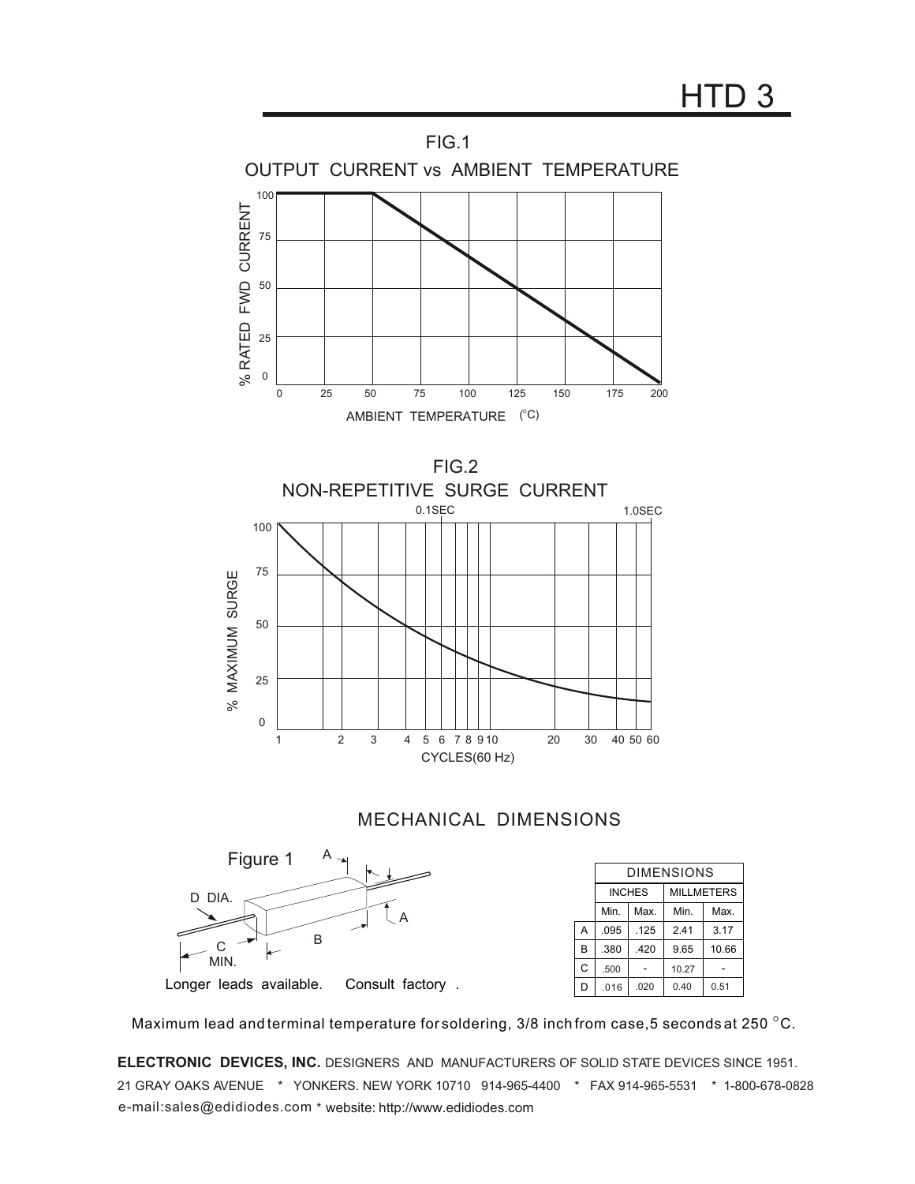# HTD 3

FIG.1

OUTPUT CURRENT vs AMBIENT TEMPERATURE

% RATED FWD CURRENT

100
75
50
25
0

0 25 50 75 100 125 150 175 200

AMBIENT TEMPERATURE (°C)

FIG.2

NON-REPETITIVE SURGE CURRENT

0.1SEC
1.0SEC

% MAXIMUM SURGE

100
75
50
25
0

1 2 3 4 5 6 7 8 9 10 20 30 40 50 60

CYCLES(60 Hz)

## MECHANICAL DIMENSIONS

Figure 1

A
D DIA.
A
B
C
MIN.

Longer leads available. Consult factory .

| | DIMENSIONS | | | |
|---|---|---|---|---|
| | INCHES | | MILLMETERS | |
| | Min. | Max. | Min. | Max. |
| A | .095 | .125 | 2.41 | 3.17 |
| B | .380 | .420 | 9.65 | 10.66 |
| C | .500 | - | 10.27 | - |
| D | .016 | .020 | 0.40 | 0.51 |

Maximum lead and terminal temperature for soldering, 3/8 inch from case,5 seconds at 250 °C.

**ELECTRONIC DEVICES, INC.** DESIGNERS AND MANUFACTURERS OF SOLID STATE DEVICES SINCE 1951.
21 GRAY OAKS AVENUE * YONKERS. NEW YORK 10710 914-965-4400 * FAX 914-965-5531 * 1-800-678-0828
e-mail:sales@edidiodes.com * website: http://www.edidiodes.com